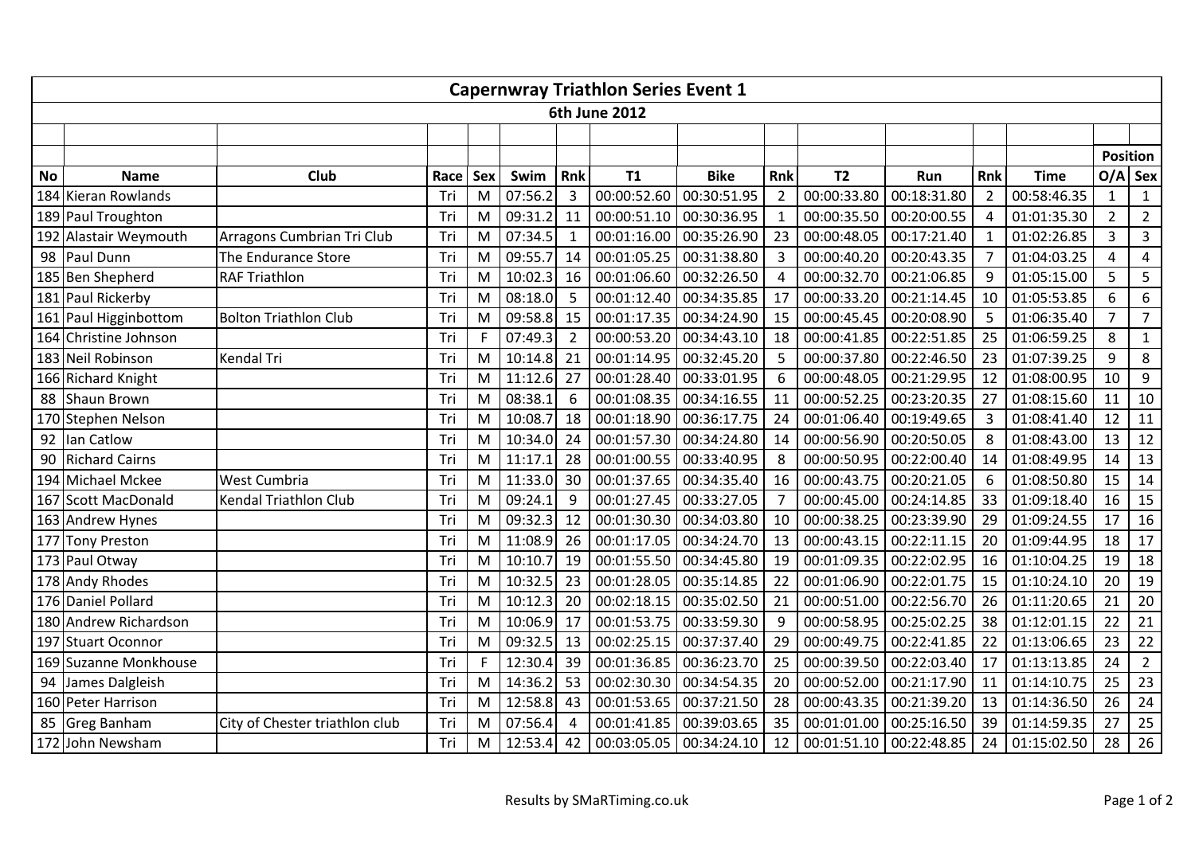# Capernwray Triathlon Series Event 1

## 6th June 2012

| No | Name | Club | Race | Sex | Swim | Rnk | T1 | Bike | Rnk | T2 | Run | Rnk | Time | Position O/A | Position Sex |
|---|---|---|---|---|---|---|---|---|---|---|---|---|---|---|---|
| 184 | Kieran Rowlands | | Tri | M | 07:56.2 | 3 | 00:00:52.60 | 00:30:51.95 | 2 | 00:00:33.80 | 00:18:31.80 | 2 | 00:58:46.35 | 1 | 1 |
| 189 | Paul Troughton | | Tri | M | 09:31.2 | 11 | 00:00:51.10 | 00:30:36.95 | 1 | 00:00:35.50 | 00:20:00.55 | 4 | 01:01:35.30 | 2 | 2 |
| 192 | Alastair Weymouth | Arragons Cumbrian Tri Club | Tri | M | 07:34.5 | 1 | 00:01:16.00 | 00:35:26.90 | 23 | 00:00:48.05 | 00:17:21.40 | 1 | 01:02:26.85 | 3 | 3 |
| 98 | Paul Dunn | The Endurance Store | Tri | M | 09:55.7 | 14 | 00:01:05.25 | 00:31:38.80 | 3 | 00:00:40.20 | 00:20:43.35 | 7 | 01:04:03.25 | 4 | 4 |
| 185 | Ben Shepherd | RAF Triathlon | Tri | M | 10:02.3 | 16 | 00:01:06.60 | 00:32:26.50 | 4 | 00:00:32.70 | 00:21:06.85 | 9 | 01:05:15.00 | 5 | 5 |
| 181 | Paul Rickerby | | Tri | M | 08:18.0 | 5 | 00:01:12.40 | 00:34:35.85 | 17 | 00:00:33.20 | 00:21:14.45 | 10 | 01:05:53.85 | 6 | 6 |
| 161 | Paul Higginbottom | Bolton Triathlon Club | Tri | M | 09:58.8 | 15 | 00:01:17.35 | 00:34:24.90 | 15 | 00:00:45.45 | 00:20:08.90 | 5 | 01:06:35.40 | 7 | 7 |
| 164 | Christine Johnson | | Tri | F | 07:49.3 | 2 | 00:00:53.20 | 00:34:43.10 | 18 | 00:00:41.85 | 00:22:51.85 | 25 | 01:06:59.25 | 8 | 1 |
| 183 | Neil Robinson | Kendal Tri | Tri | M | 10:14.8 | 21 | 00:01:14.95 | 00:32:45.20 | 5 | 00:00:37.80 | 00:22:46.50 | 23 | 01:07:39.25 | 9 | 8 |
| 166 | Richard Knight | | Tri | M | 11:12.6 | 27 | 00:01:28.40 | 00:33:01.95 | 6 | 00:00:48.05 | 00:21:29.95 | 12 | 01:08:00.95 | 10 | 9 |
| 88 | Shaun Brown | | Tri | M | 08:38.1 | 6 | 00:01:08.35 | 00:34:16.55 | 11 | 00:00:52.25 | 00:23:20.35 | 27 | 01:08:15.60 | 11 | 10 |
| 170 | Stephen Nelson | | Tri | M | 10:08.7 | 18 | 00:01:18.90 | 00:36:17.75 | 24 | 00:01:06.40 | 00:19:49.65 | 3 | 01:08:41.40 | 12 | 11 |
| 92 | Ian Catlow | | Tri | M | 10:34.0 | 24 | 00:01:57.30 | 00:34:24.80 | 14 | 00:00:56.90 | 00:20:50.05 | 8 | 01:08:43.00 | 13 | 12 |
| 90 | Richard Cairns | | Tri | M | 11:17.1 | 28 | 00:01:00.55 | 00:33:40.95 | 8 | 00:00:50.95 | 00:22:00.40 | 14 | 01:08:49.95 | 14 | 13 |
| 194 | Michael Mckee | West Cumbria | Tri | M | 11:33.0 | 30 | 00:01:37.65 | 00:34:35.40 | 16 | 00:00:43.75 | 00:20:21.05 | 6 | 01:08:50.80 | 15 | 14 |
| 167 | Scott MacDonald | Kendal Triathlon Club | Tri | M | 09:24.1 | 9 | 00:01:27.45 | 00:33:27.05 | 7 | 00:00:45.00 | 00:24:14.85 | 33 | 01:09:18.40 | 16 | 15 |
| 163 | Andrew Hynes | | Tri | M | 09:32.3 | 12 | 00:01:30.30 | 00:34:03.80 | 10 | 00:00:38.25 | 00:23:39.90 | 29 | 01:09:24.55 | 17 | 16 |
| 177 | Tony Preston | | Tri | M | 11:08.9 | 26 | 00:01:17.05 | 00:34:24.70 | 13 | 00:00:43.15 | 00:22:11.15 | 20 | 01:09:44.95 | 18 | 17 |
| 173 | Paul Otway | | Tri | M | 10:10.7 | 19 | 00:01:55.50 | 00:34:45.80 | 19 | 00:01:09.35 | 00:22:02.95 | 16 | 01:10:04.25 | 19 | 18 |
| 178 | Andy Rhodes | | Tri | M | 10:32.5 | 23 | 00:01:28.05 | 00:35:14.85 | 22 | 00:01:06.90 | 00:22:01.75 | 15 | 01:10:24.10 | 20 | 19 |
| 176 | Daniel Pollard | | Tri | M | 10:12.3 | 20 | 00:02:18.15 | 00:35:02.50 | 21 | 00:00:51.00 | 00:22:56.70 | 26 | 01:11:20.65 | 21 | 20 |
| 180 | Andrew Richardson | | Tri | M | 10:06.9 | 17 | 00:01:53.75 | 00:33:59.30 | 9 | 00:00:58.95 | 00:25:02.25 | 38 | 01:12:01.15 | 22 | 21 |
| 197 | Stuart Oconnor | | Tri | M | 09:32.5 | 13 | 00:02:25.15 | 00:37:37.40 | 29 | 00:00:49.75 | 00:22:41.85 | 22 | 01:13:06.65 | 23 | 22 |
| 169 | Suzanne Monkhouse | | Tri | F | 12:30.4 | 39 | 00:01:36.85 | 00:36:23.70 | 25 | 00:00:39.50 | 00:22:03.40 | 17 | 01:13:13.85 | 24 | 2 |
| 94 | James Dalgleish | | Tri | M | 14:36.2 | 53 | 00:02:30.30 | 00:34:54.35 | 20 | 00:00:52.00 | 00:21:17.90 | 11 | 01:14:10.75 | 25 | 23 |
| 160 | Peter Harrison | | Tri | M | 12:58.8 | 43 | 00:01:53.65 | 00:37:21.50 | 28 | 00:00:43.35 | 00:21:39.20 | 13 | 01:14:36.50 | 26 | 24 |
| 85 | Greg Banham | City of Chester triathlon club | Tri | M | 07:56.4 | 4 | 00:01:41.85 | 00:39:03.65 | 35 | 00:01:01.00 | 00:25:16.50 | 39 | 01:14:59.35 | 27 | 25 |
| 172 | John Newsham | | Tri | M | 12:53.4 | 42 | 00:03:05.05 | 00:34:24.10 | 12 | 00:01:51.10 | 00:22:48.85 | 24 | 01:15:02.50 | 28 | 26 |

Results by SMaRTiming.co.uk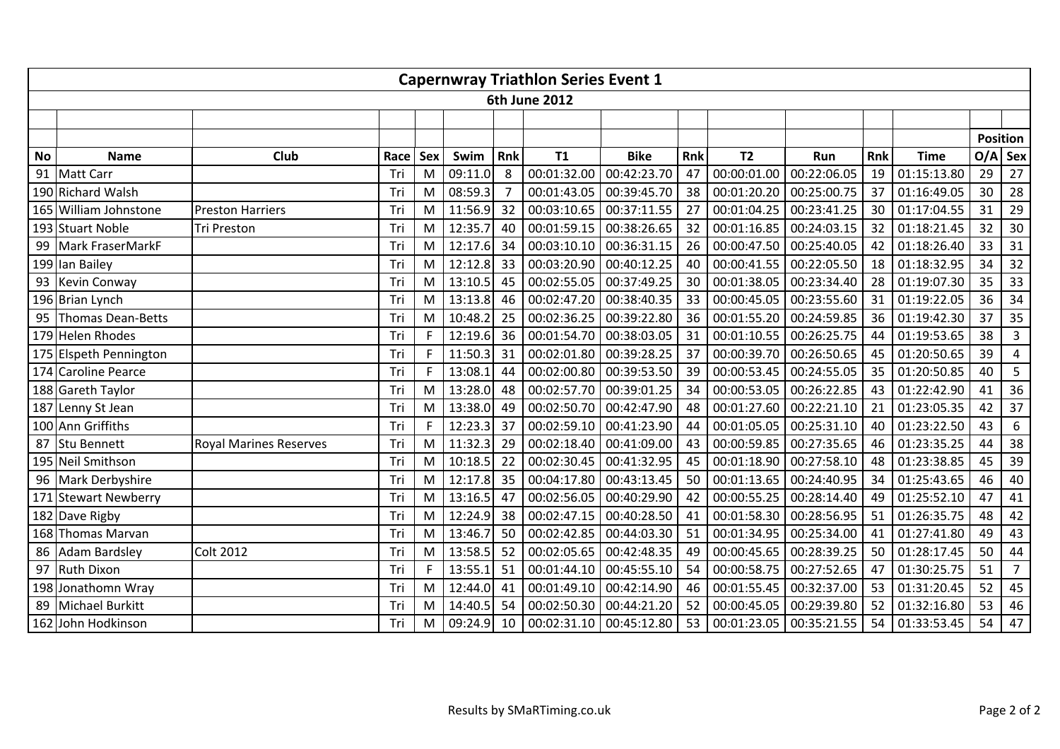# Capernwray Triathlon Series Event 1

## 6th June 2012

| | | | | | | | | | | | | | | Position | |
|---|---|---|---|---|---|---|---|---|---|---|---|---|---|---|---|
| No | Name | Club | Race | Sex | Swim | Rnk | T1 | Bike | Rnk | T2 | Run | Rnk | Time | O/A | Sex |
| 91 | Matt Carr | | Tri | M | 09:11.0 | 8 | 00:01:32.00 | 00:42:23.70 | 47 | 00:00:01.00 | 00:22:06.05 | 19 | 01:15:13.80 | 29 | 27 |
| 190 | Richard Walsh | | Tri | M | 08:59.3 | 7 | 00:01:43.05 | 00:39:45.70 | 38 | 00:01:20.20 | 00:25:00.75 | 37 | 01:16:49.05 | 30 | 28 |
| 165 | William Johnstone | Preston Harriers | Tri | M | 11:56.9 | 32 | 00:03:10.65 | 00:37:11.55 | 27 | 00:01:04.25 | 00:23:41.25 | 30 | 01:17:04.55 | 31 | 29 |
| 193 | Stuart Noble | Tri Preston | Tri | M | 12:35.7 | 40 | 00:01:59.15 | 00:38:26.65 | 32 | 00:01:16.85 | 00:24:03.15 | 32 | 01:18:21.45 | 32 | 30 |
| 99 | Mark FraserMarkF | | Tri | M | 12:17.6 | 34 | 00:03:10.10 | 00:36:31.15 | 26 | 00:00:47.50 | 00:25:40.05 | 42 | 01:18:26.40 | 33 | 31 |
| 199 | Ian Bailey | | Tri | M | 12:12.8 | 33 | 00:03:20.90 | 00:40:12.25 | 40 | 00:00:41.55 | 00:22:05.50 | 18 | 01:18:32.95 | 34 | 32 |
| 93 | Kevin Conway | | Tri | M | 13:10.5 | 45 | 00:02:55.05 | 00:37:49.25 | 30 | 00:01:38.05 | 00:23:34.40 | 28 | 01:19:07.30 | 35 | 33 |
| 196 | Brian Lynch | | Tri | M | 13:13.8 | 46 | 00:02:47.20 | 00:38:40.35 | 33 | 00:00:45.05 | 00:23:55.60 | 31 | 01:19:22.05 | 36 | 34 |
| 95 | Thomas Dean-Betts | | Tri | M | 10:48.2 | 25 | 00:02:36.25 | 00:39:22.80 | 36 | 00:01:55.20 | 00:24:59.85 | 36 | 01:19:42.30 | 37 | 35 |
| 179 | Helen Rhodes | | Tri | F | 12:19.6 | 36 | 00:01:54.70 | 00:38:03.05 | 31 | 00:01:10.55 | 00:26:25.75 | 44 | 01:19:53.65 | 38 | 3 |
| 175 | Elspeth Pennington | | Tri | F | 11:50.3 | 31 | 00:02:01.80 | 00:39:28.25 | 37 | 00:00:39.70 | 00:26:50.65 | 45 | 01:20:50.65 | 39 | 4 |
| 174 | Caroline Pearce | | Tri | F | 13:08.1 | 44 | 00:02:00.80 | 00:39:53.50 | 39 | 00:00:53.45 | 00:24:55.05 | 35 | 01:20:50.85 | 40 | 5 |
| 188 | Gareth Taylor | | Tri | M | 13:28.0 | 48 | 00:02:57.70 | 00:39:01.25 | 34 | 00:00:53.05 | 00:26:22.85 | 43 | 01:22:42.90 | 41 | 36 |
| 187 | Lenny St Jean | | Tri | M | 13:38.0 | 49 | 00:02:50.70 | 00:42:47.90 | 48 | 00:01:27.60 | 00:22:21.10 | 21 | 01:23:05.35 | 42 | 37 |
| 100 | Ann Griffiths | | Tri | F | 12:23.3 | 37 | 00:02:59.10 | 00:41:23.90 | 44 | 00:01:05.05 | 00:25:31.10 | 40 | 01:23:22.50 | 43 | 6 |
| 87 | Stu Bennett | Royal Marines Reserves | Tri | M | 11:32.3 | 29 | 00:02:18.40 | 00:41:09.00 | 43 | 00:00:59.85 | 00:27:35.65 | 46 | 01:23:35.25 | 44 | 38 |
| 195 | Neil Smithson | | Tri | M | 10:18.5 | 22 | 00:02:30.45 | 00:41:32.95 | 45 | 00:01:18.90 | 00:27:58.10 | 48 | 01:23:38.85 | 45 | 39 |
| 96 | Mark Derbyshire | | Tri | M | 12:17.8 | 35 | 00:04:17.80 | 00:43:13.45 | 50 | 00:01:13.65 | 00:24:40.95 | 34 | 01:25:43.65 | 46 | 40 |
| 171 | Stewart Newberry | | Tri | M | 13:16.5 | 47 | 00:02:56.05 | 00:40:29.90 | 42 | 00:00:55.25 | 00:28:14.40 | 49 | 01:25:52.10 | 47 | 41 |
| 182 | Dave Rigby | | Tri | M | 12:24.9 | 38 | 00:02:47.15 | 00:40:28.50 | 41 | 00:01:58.30 | 00:28:56.95 | 51 | 01:26:35.75 | 48 | 42 |
| 168 | Thomas Marvan | | Tri | M | 13:46.7 | 50 | 00:02:42.85 | 00:44:03.30 | 51 | 00:01:34.95 | 00:25:34.00 | 41 | 01:27:41.80 | 49 | 43 |
| 86 | Adam Bardsley | Colt 2012 | Tri | M | 13:58.5 | 52 | 00:02:05.65 | 00:42:48.35 | 49 | 00:00:45.65 | 00:28:39.25 | 50 | 01:28:17.45 | 50 | 44 |
| 97 | Ruth Dixon | | Tri | F | 13:55.1 | 51 | 00:01:44.10 | 00:45:55.10 | 54 | 00:00:58.75 | 00:27:52.65 | 47 | 01:30:25.75 | 51 | 7 |
| 198 | Jonathomn Wray | | Tri | M | 12:44.0 | 41 | 00:01:49.10 | 00:42:14.90 | 46 | 00:01:55.45 | 00:32:37.00 | 53 | 01:31:20.45 | 52 | 45 |
| 89 | Michael Burkitt | | Tri | M | 14:40.5 | 54 | 00:02:50.30 | 00:44:21.20 | 52 | 00:00:45.05 | 00:29:39.80 | 52 | 01:32:16.80 | 53 | 46 |
| 162 | John Hodkinson | | Tri | M | 09:24.9 | 10 | 00:02:31.10 | 00:45:12.80 | 53 | 00:01:23.05 | 00:35:21.55 | 54 | 01:33:53.45 | 54 | 47 |

Results by SMaRTiming.co.uk